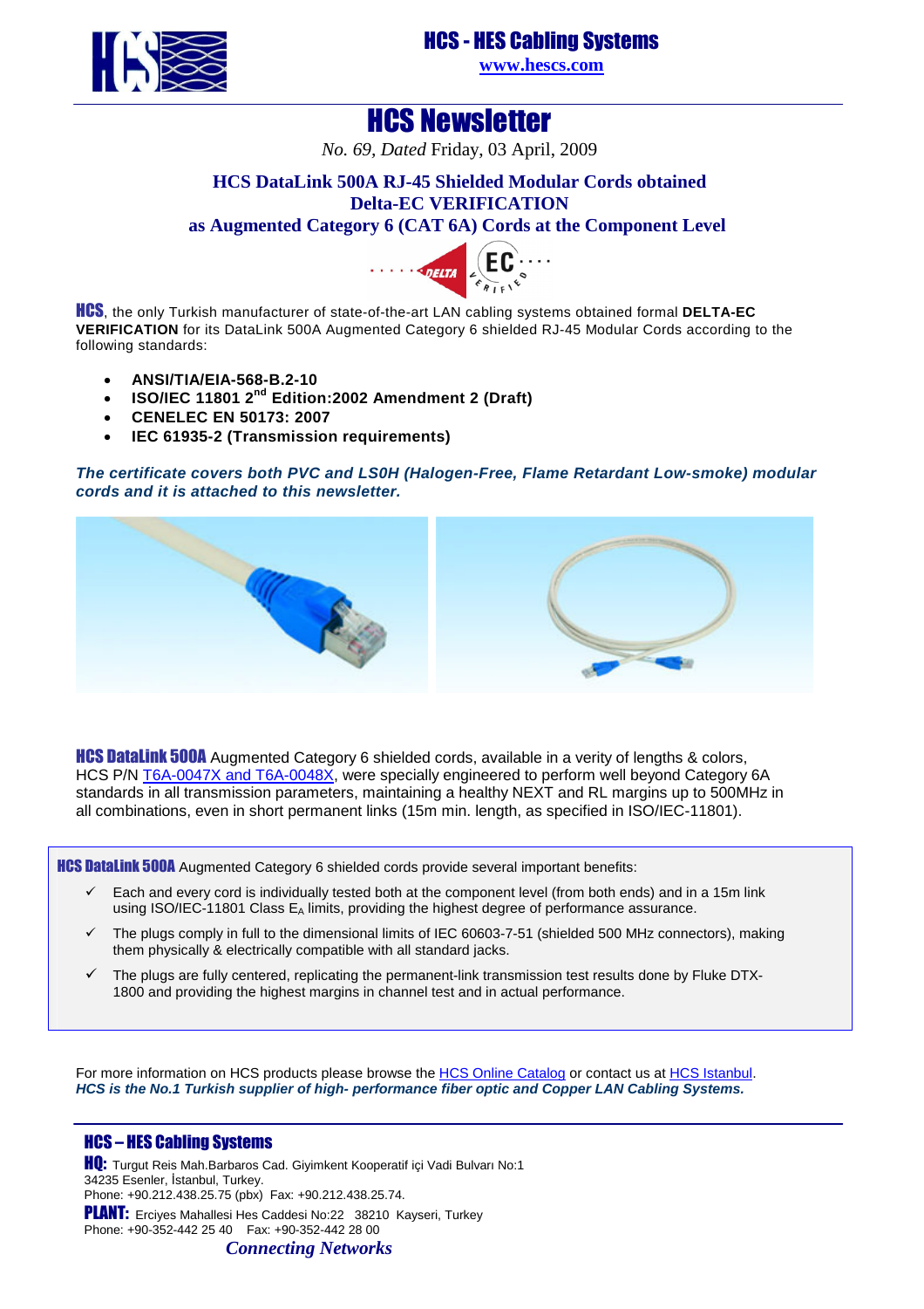# HCS - HES Cabling Systems

www.hescs.com

# HCS Newsletter

*No. 69, Dated* Friday, 03 April, 2009

## HCS DataLink 500A RJ-45 Shielded Modular Cords obtained Delta-EC VERIFICATION as Augmented Category 6 (CAT 6A) Cords at the Component Level

**HCS**, the only Turkish manufacturer of state-of-the-art LAN cabling systems obtained formal **DELTA-EC VERIFICATION** for its DataLink 500A Augmented Category 6 shielded RJ-45 Modular Cords according to the following standards:

- **ANSI/TIA/EIA-568-B.2-10**
- **ISO/IEC 11801 2nd Edition:2002 Amendment 2 (Draft)**
- **CENELEC EN 50173: 2007**
- **IEC 61935-2 (Transmission requirements)**

***The certificate covers both PVC and LS0H (Halogen-Free, Flame Retardant Low-smoke) modular cords and it is attached to this newsletter.***

**HCS DataLink 500A** Augmented Category 6 shielded cords, available in a verity of lengths & colors, HCS P/N T6A-0047X and T6A-0048X, were specially engineered to perform well beyond Category 6A standards in all transmission parameters, maintaining a healthy NEXT and RL margins up to 500MHz in all combinations, even in short permanent links (15m min. length, as specified in ISO/IEC-11801).

**HCS DataLink 500A** Augmented Category 6 shielded cords provide several important benefits:

- ✓ Each and every cord is individually tested both at the component level (from both ends) and in a 15m link using ISO/IEC-11801 Class $E_A$ limits, providing the highest degree of performance assurance.
- ✓ The plugs comply in full to the dimensional limits of IEC 60603-7-51 (shielded 500 MHz connectors), making them physically & electrically compatible with all standard jacks.
- ✓ The plugs are fully centered, replicating the permanent-link transmission test results done by Fluke DTX-1800 and providing the highest margins in channel test and in actual performance.

For more information on HCS products please browse the HCS Online Catalog or contact us at HCS Istanbul.
***HCS is the No.1 Turkish supplier of high- performance fiber optic and Copper LAN Cabling Systems.***

### HCS – HES Cabling Systems

**HQ:** Turgut Reis Mah.Barbaros Cad. Giyimkent Kooperatif içi Vadi Bulvarı No:1
34235 Esenler, İstanbul, Turkey.
Phone: +90.212.438.25.75 (pbx) Fax: +90.212.438.25.74.

**PLANT:** Erciyes Mahallesi Hes Caddesi No:22 38210 Kayseri, Turkey
Phone: +90-352-442 25 40 Fax: +90-352-442 28 00

***Connecting Networks***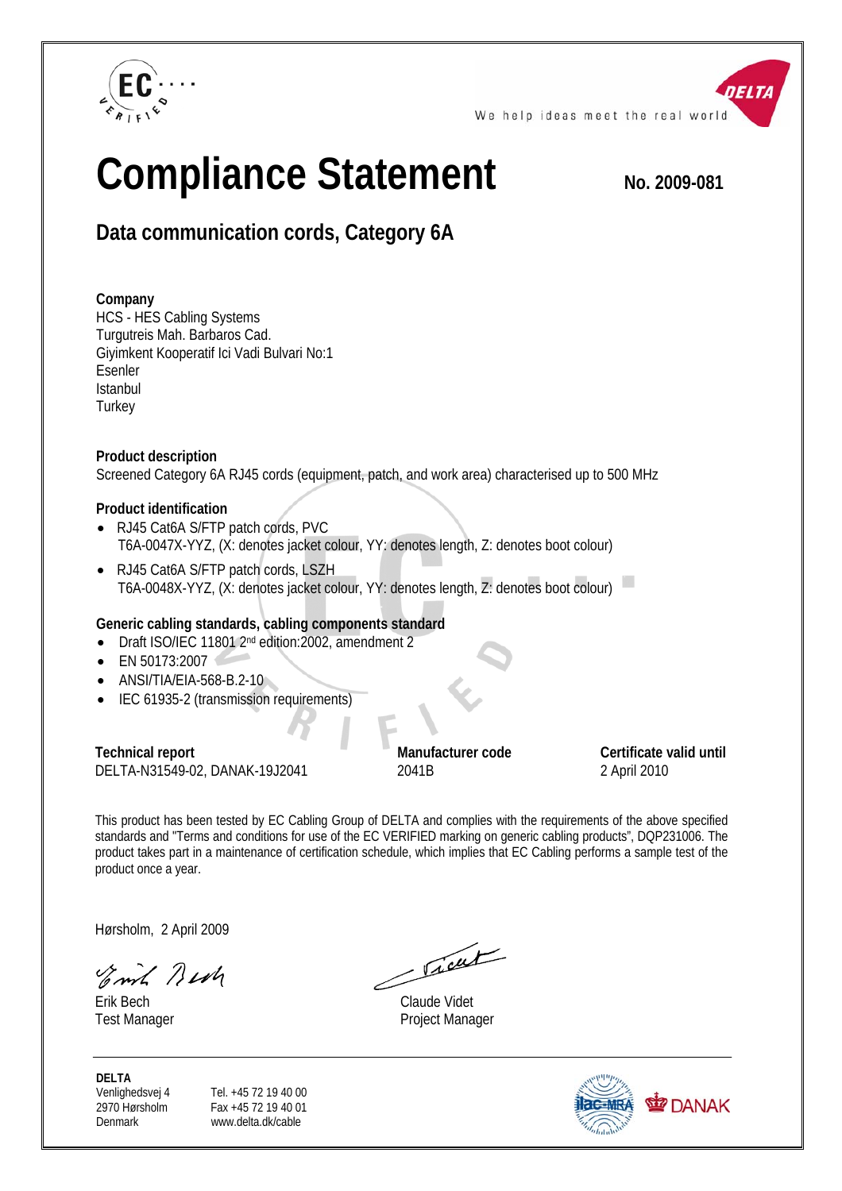We help ideas meet the real world

# Compliance Statement

No. 2009-081

## Data communication cords, Category 6A

**Company**
HCS - HES Cabling Systems
Turgutreis Mah. Barbaros Cad.
Giyimkent Kooperatif Ici Vadi Bulvari No:1
Esenler
Istanbul
Turkey

**Product description**
Screened Category 6A RJ45 cords (equipment, patch, and work area) characterised up to 500 MHz

**Product identification**

- RJ45 Cat6A S/FTP patch cords, PVC
  T6A-0047X-YYZ, (X: denotes jacket colour, YY: denotes length, Z: denotes boot colour)
- RJ45 Cat6A S/FTP patch cords, LSZH
  T6A-0048X-YYZ, (X: denotes jacket colour, YY: denotes length, Z: denotes boot colour)

**Generic cabling standards, cabling components standard**

- Draft ISO/IEC 11801 2nd edition:2002, amendment 2
- EN 50173:2007
- ANSI/TIA/EIA-568-B.2-10
- IEC 61935-2 (transmission requirements)

| Technical report | Manufacturer code | Certificate valid until |
| --- | --- | --- |
| DELTA-N31549-02, DANAK-19J2041 | 2041B | 2 April 2010 |

This product has been tested by EC Cabling Group of DELTA and complies with the requirements of the above specified standards and "Terms and conditions for use of the EC VERIFIED marking on generic cabling products", DQP231006. The product takes part in a maintenance of certification schedule, which implies that EC Cabling performs a sample test of the product once a year.

Hørsholm, 2 April 2009

Erik Bech
Test Manager

Claude Videt
Project Manager

**DELTA**
Venlighedsvej 4
2970 Hørsholm
Denmark

Tel. +45 72 19 40 00
Fax +45 72 19 40 01
www.delta.dk/cable